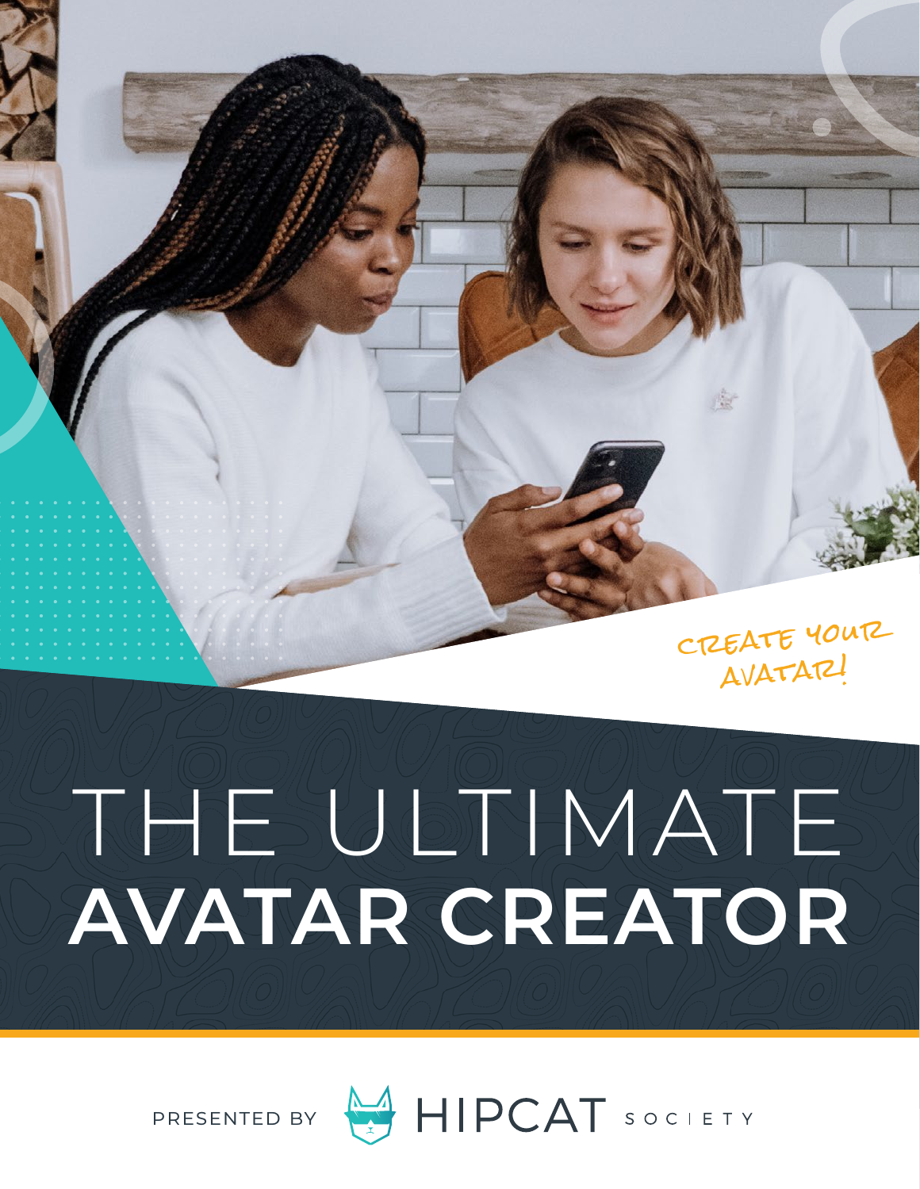CREATE YOUR AVATAR!

# THE ULTIMATE AVATAR CREATOR

PRESENTED BY HIPCAT SOCIETY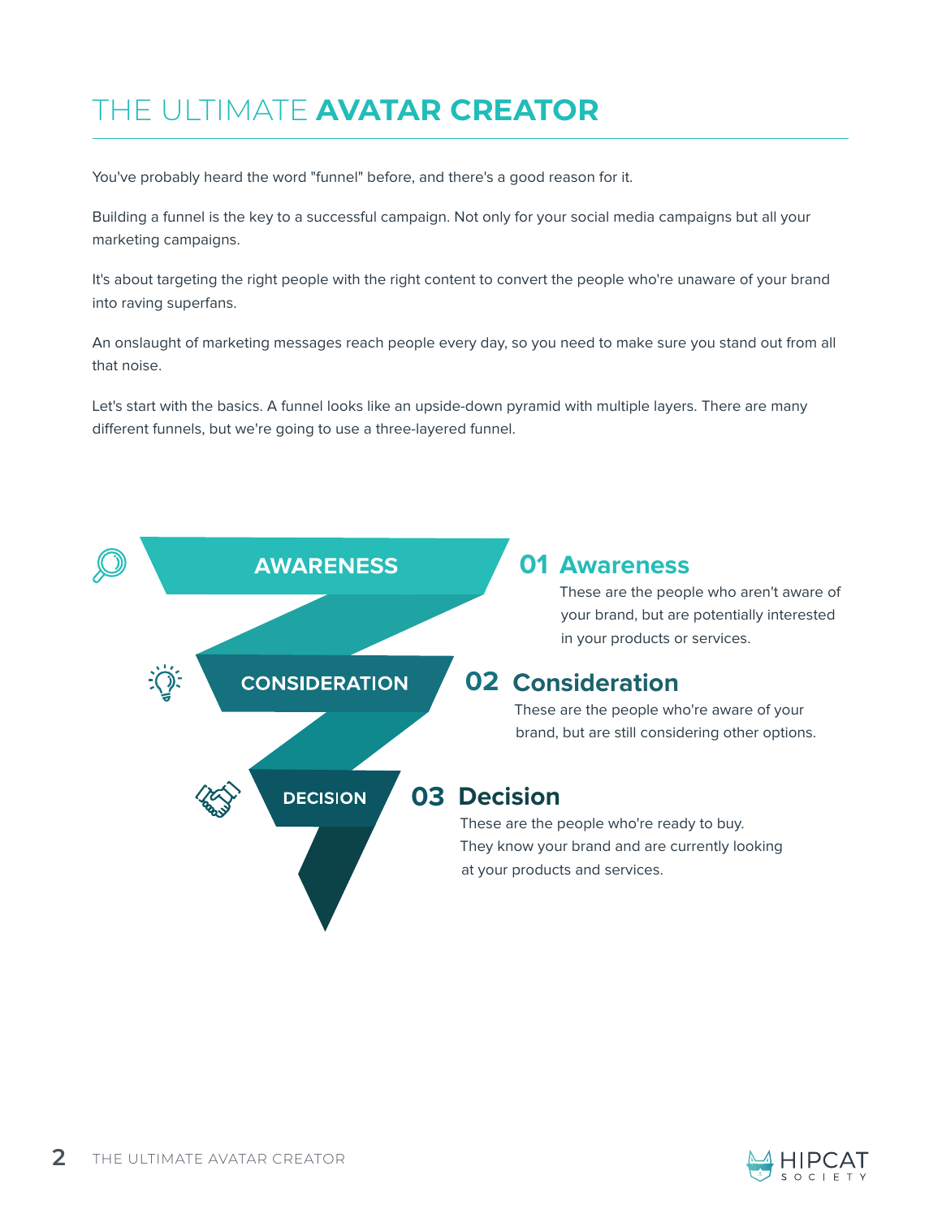# THE ULTIMATE **AVATAR CREATOR**

You've probably heard the word "funnel" before, and there's a good reason for it.

Building a funnel is the key to a successful campaign. Not only for your social media campaigns but all your marketing campaigns.

It's about targeting the right people with the right content to convert the people who're unaware of your brand into raving superfans.

An onslaught of marketing messages reach people every day, so you need to make sure you stand out from all that noise.

Let's start with the basics. A funnel looks like an upside-down pyramid with multiple layers. There are many different funnels, but we're going to use a three-layered funnel.

AWARENESS

CONSIDERATION

DECISION

## 01 Awareness

These are the people who aren't aware of your brand, but are potentially interested in your products or services.

## 02 Consideration

These are the people who're aware of your brand, but are still considering other options.

## 03 Decision

These are the people who're ready to buy. They know your brand and are currently looking at your products and services.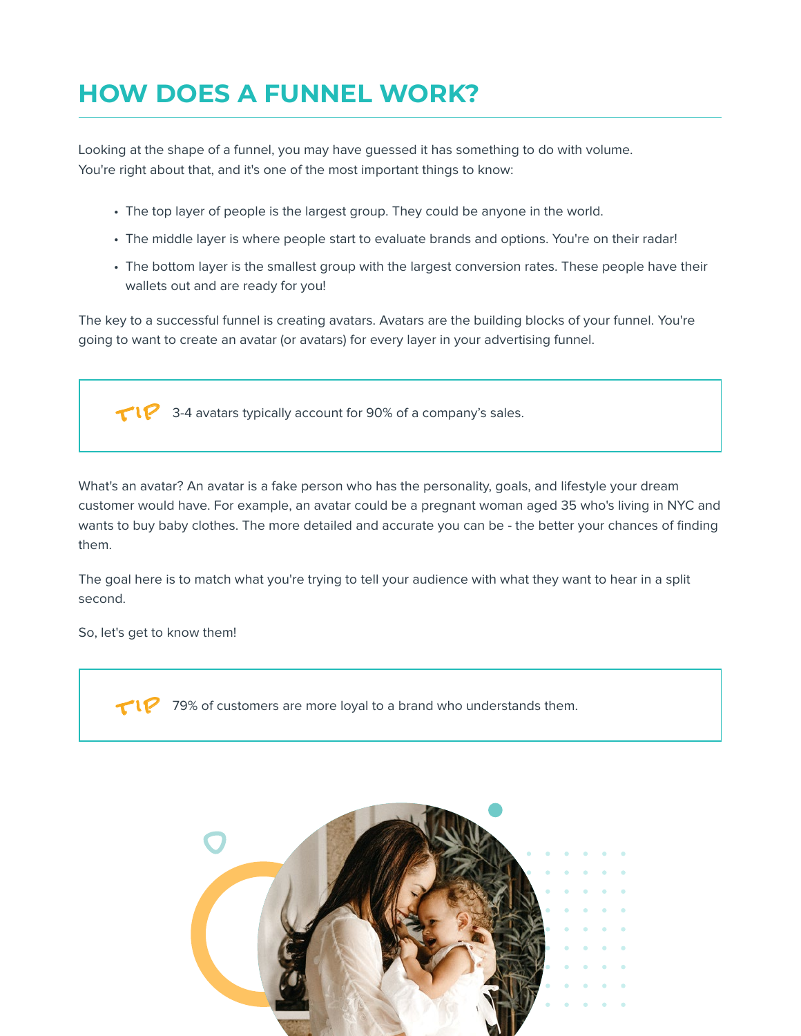# HOW DOES A FUNNEL WORK?

Looking at the shape of a funnel, you may have guessed it has something to do with volume. You're right about that, and it's one of the most important things to know:

- The top layer of people is the largest group. They could be anyone in the world.
- The middle layer is where people start to evaluate brands and options. You're on their radar!
- The bottom layer is the smallest group with the largest conversion rates. These people have their wallets out and are ready for you!

The key to a successful funnel is creating avatars. Avatars are the building blocks of your funnel. You're going to want to create an avatar (or avatars) for every layer in your advertising funnel.

> TIP 3-4 avatars typically account for 90% of a company's sales.

What's an avatar? An avatar is a fake person who has the personality, goals, and lifestyle your dream customer would have. For example, an avatar could be a pregnant woman aged 35 who's living in NYC and wants to buy baby clothes. The more detailed and accurate you can be - the better your chances of finding them.

The goal here is to match what you're trying to tell your audience with what they want to hear in a split second.

So, let's get to know them!

> TIP 79% of customers are more loyal to a brand who understands them.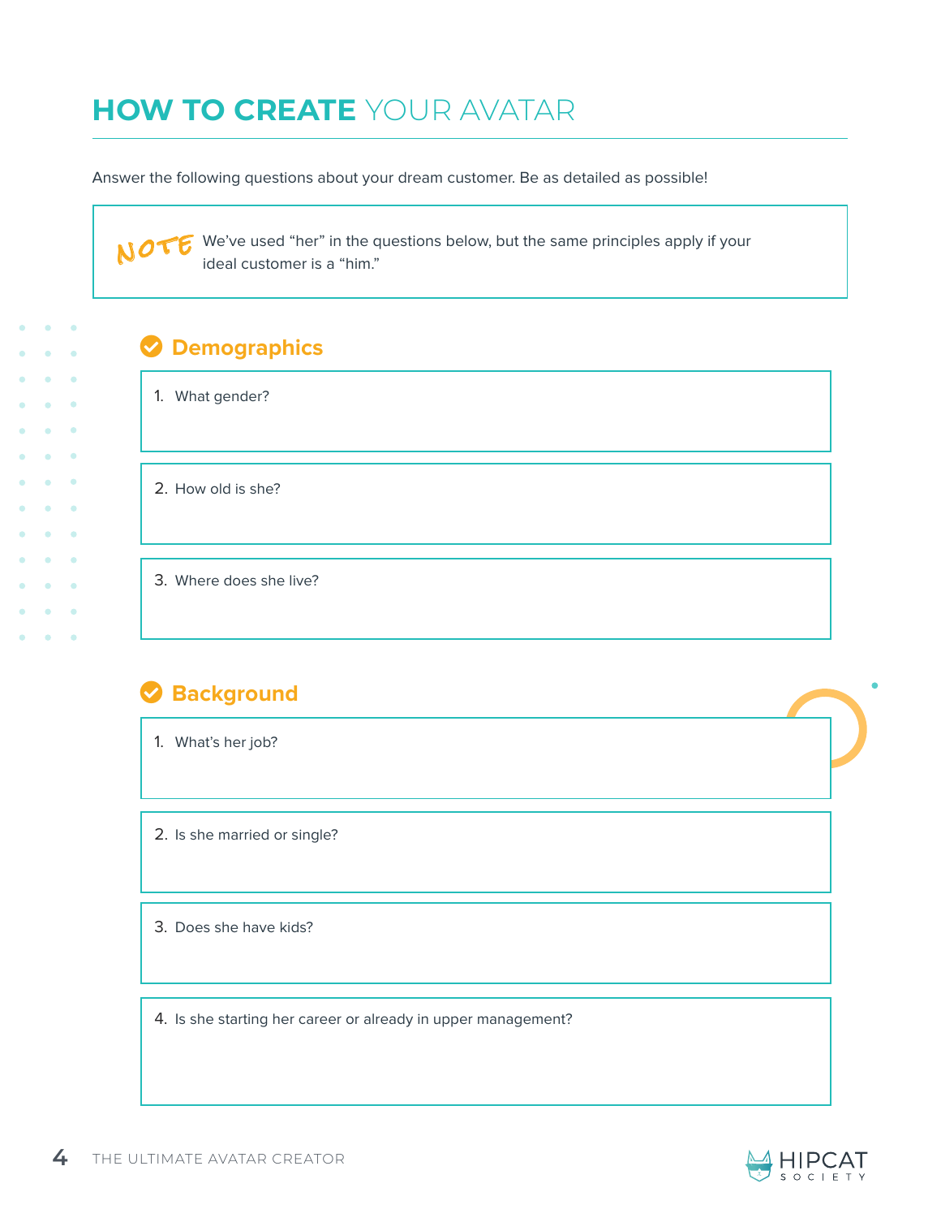# HOW TO CREATE YOUR AVATAR

Answer the following questions about your dream customer. Be as detailed as possible!

> **NOTE** We've used "her" in the questions below, but the same principles apply if your ideal customer is a "him."

## Demographics

1. What gender?

2. How old is she?

3. Where does she live?

## Background

1. What's her job?

2. Is she married or single?

3. Does she have kids?

4. Is she starting her career or already in upper management?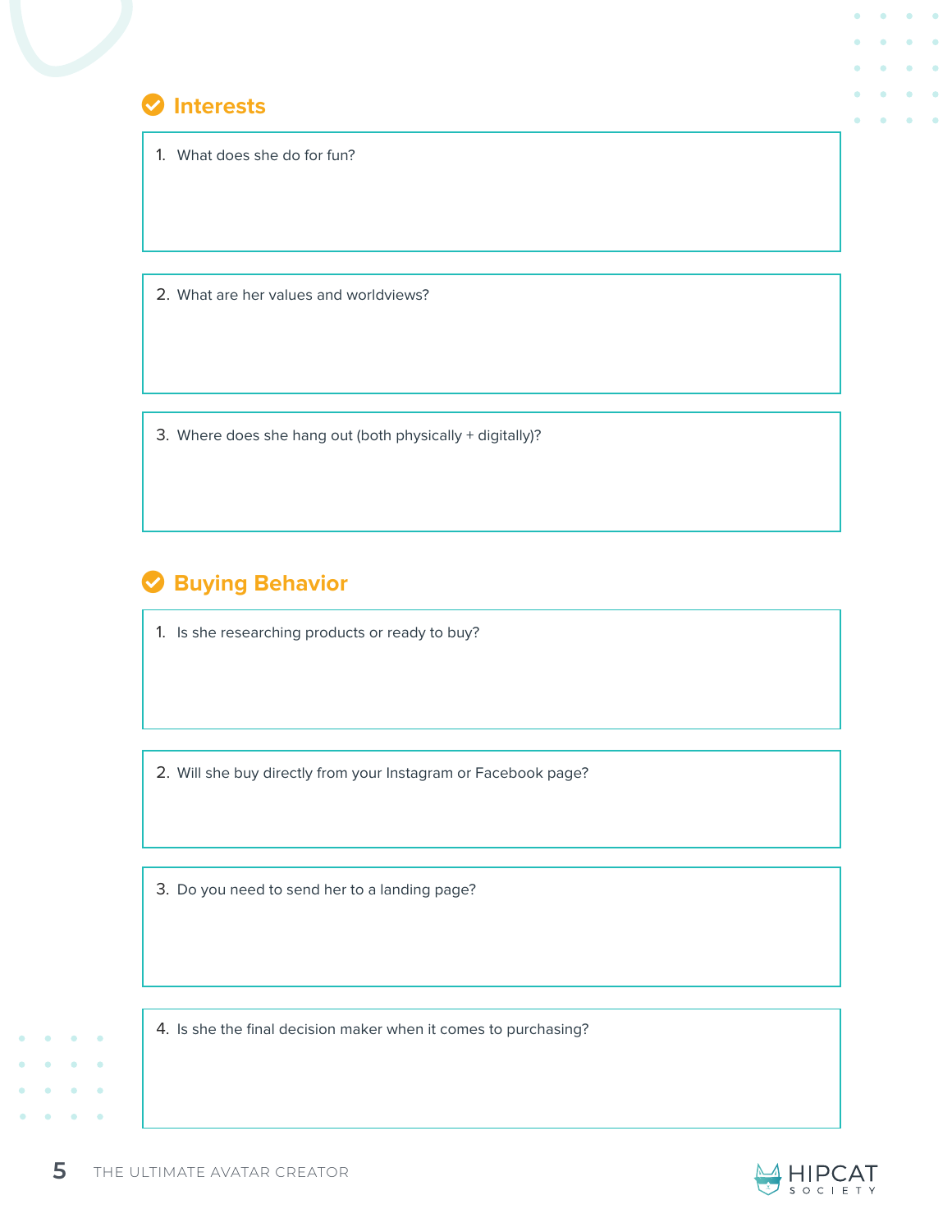## Interests

1. What does she do for fun?

2. What are her values and worldviews?

3. Where does she hang out (both physically + digitally)?

## Buying Behavior

1. Is she researching products or ready to buy?

2. Will she buy directly from your Instagram or Facebook page?

3. Do you need to send her to a landing page?

4. Is she the final decision maker when it comes to purchasing?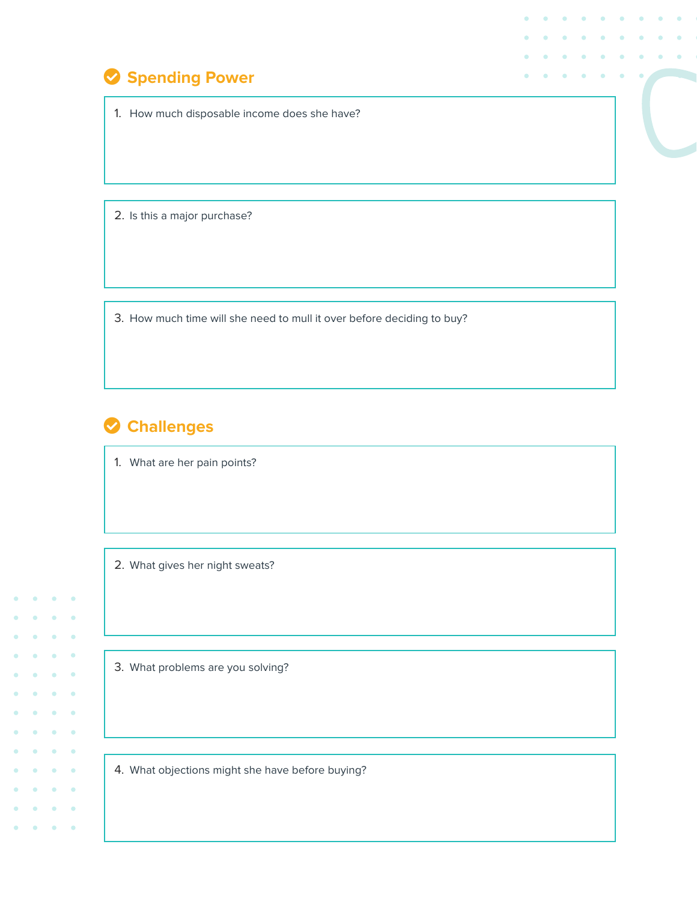## Spending Power

1. How much disposable income does she have?

2. Is this a major purchase?

3. How much time will she need to mull it over before deciding to buy?

## Challenges

1. What are her pain points?

2. What gives her night sweats?

3. What problems are you solving?

4. What objections might she have before buying?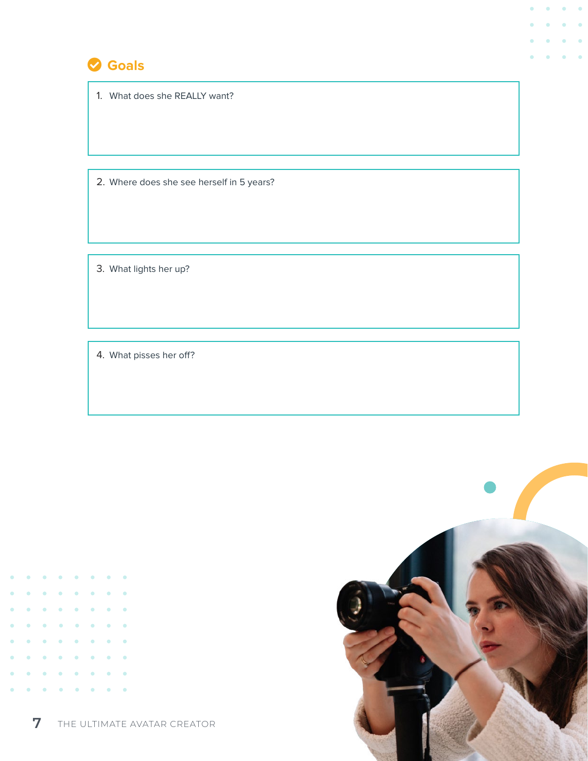## Goals

1. What does she REALLY want?

2. Where does she see herself in 5 years?

3. What lights her up?

4. What pisses her off?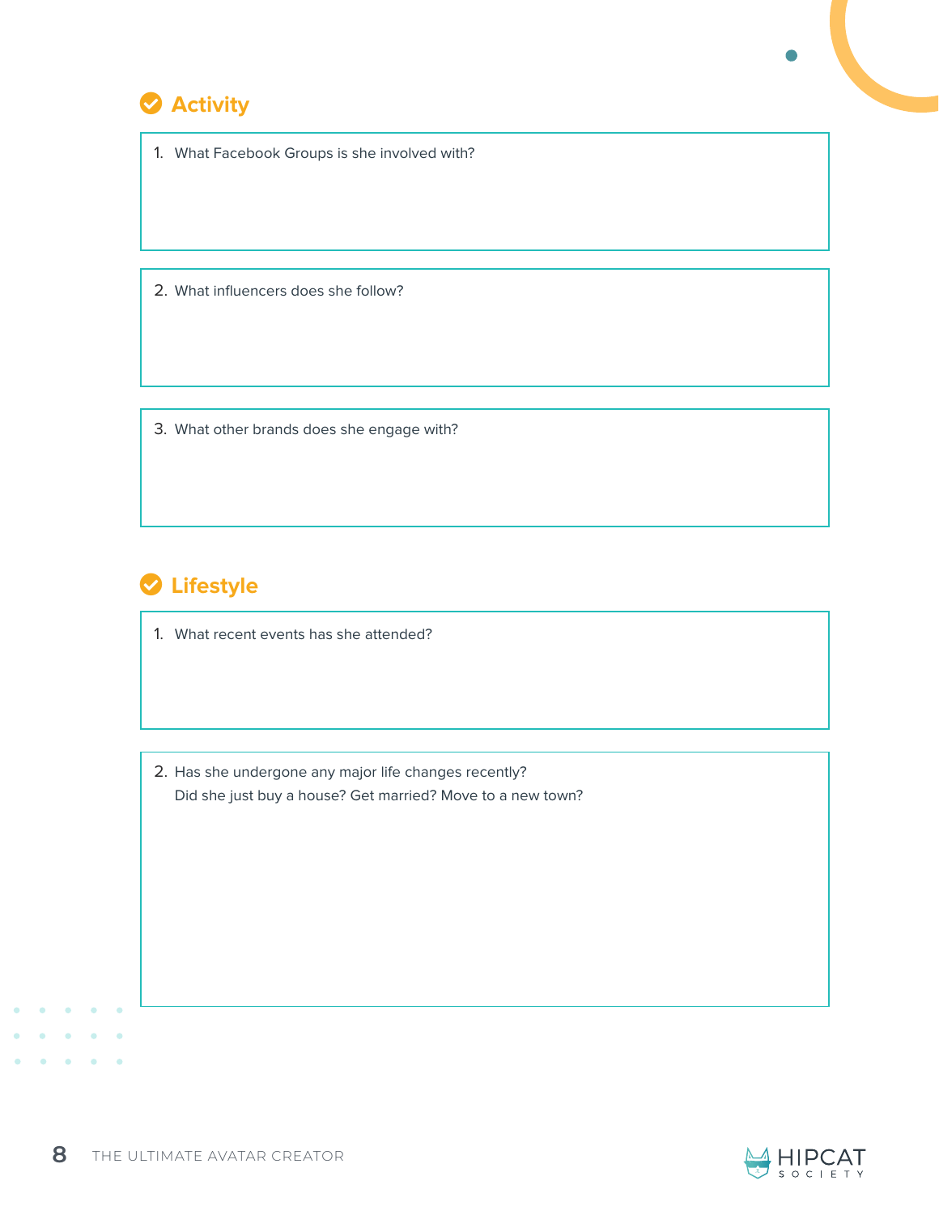## Activity

1. What Facebook Groups is she involved with?

2. What influencers does she follow?

3. What other brands does she engage with?

## Lifestyle

1. What recent events has she attended?

2. Has she undergone any major life changes recently?
   Did she just buy a house? Get married? Move to a new town?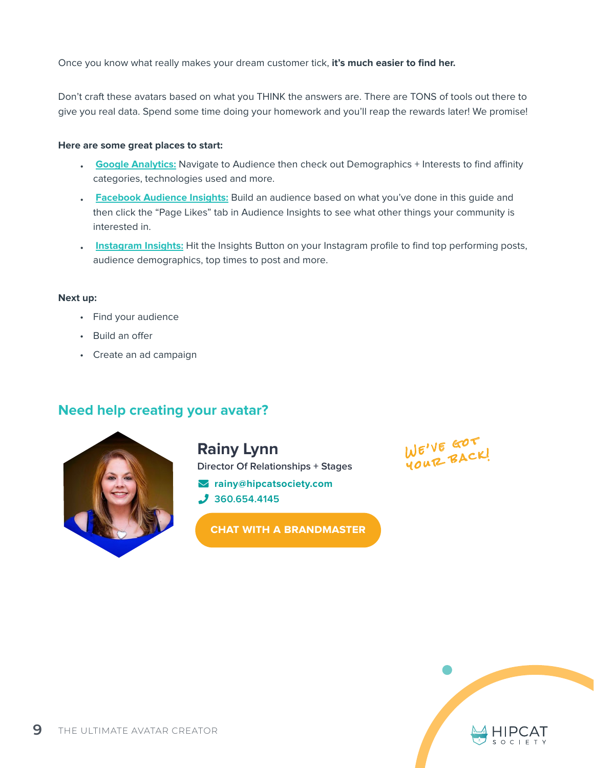Once you know what really makes your dream customer tick, **it's much easier to find her.**

Don't craft these avatars based on what you THINK the answers are. There are TONS of tools out there to give you real data. Spend some time doing your homework and you'll reap the rewards later! We promise!

**Here are some great places to start:**

- **Google Analytics:** Navigate to Audience then check out Demographics + Interests to find affinity categories, technologies used and more.
- **Facebook Audience Insights:** Build an audience based on what you've done in this guide and then click the "Page Likes" tab in Audience Insights to see what other things your community is interested in.
- **Instagram Insights:** Hit the Insights Button on your Instagram profile to find top performing posts, audience demographics, top times to post and more.

**Next up:**

- Find your audience
- Build an offer
- Create an ad campaign

## Need help creating your avatar?

### Rainy Lynn

Director Of Relationships + Stages

rainy@hipcatsociety.com

360.654.4145

CHAT WITH A BRANDMASTER

WE'VE GOT YOUR BACK!

HIPCAT SOCIETY